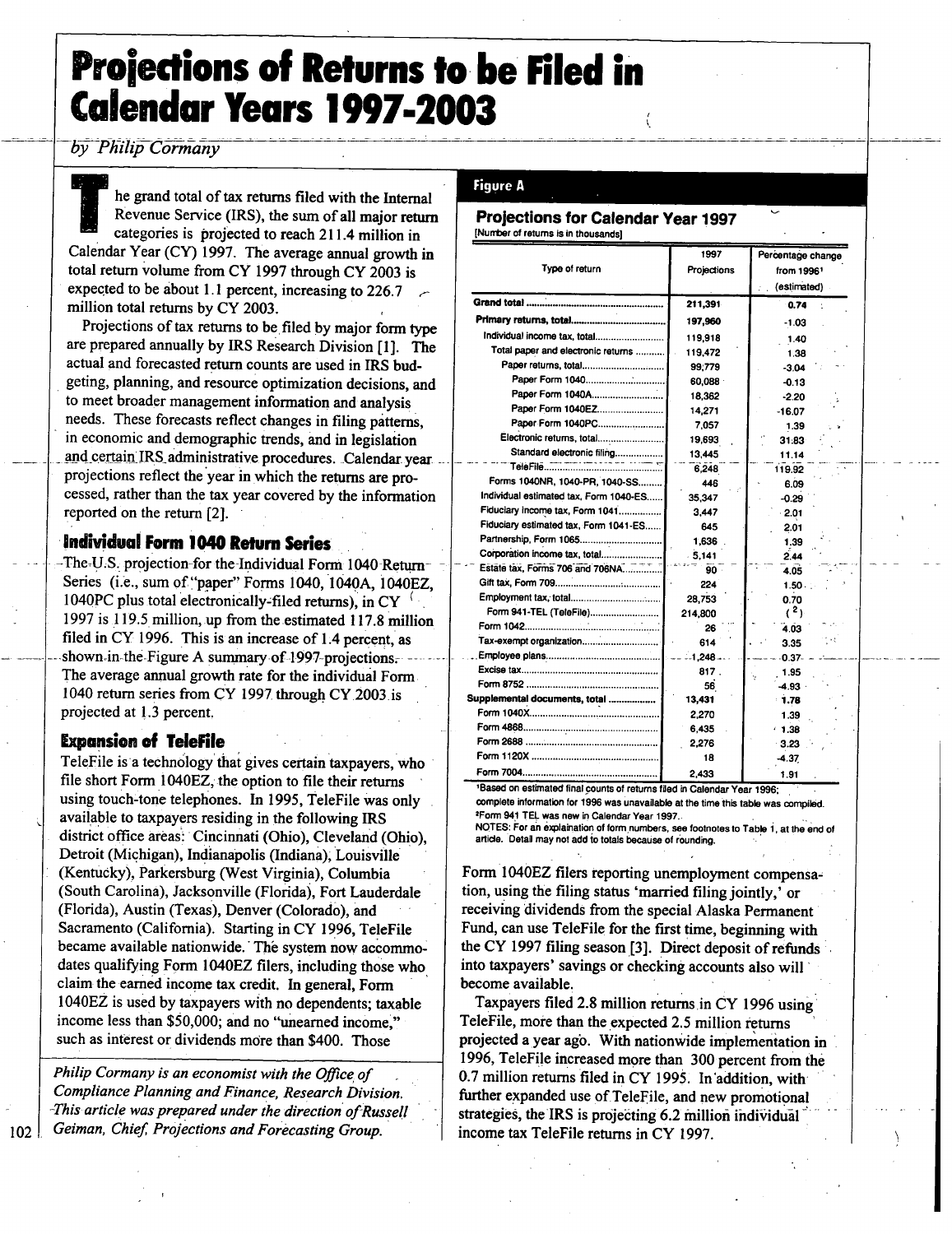# Projections of Returns to be Filed in Calendar Years 1997-2003

*by Philip Cormany*

The grand total of tax returns filed with the Internal Revenue Service (IRS), the sum of all major return categories is projected to reach 211.4 million in Calendar Year (CY) 1997. The average annual growth in total return volume from CY 1997 through CY 2003 is expected to be about 1.1 percent, increasing to 226.7 million total returns by CY 2003.

Projections of tax returns to be filed by major form type are prepared annually by IRS Research Division [1]. The actual and forecasted return counts are used in IRS budgeting, planning, and resource optimization decisions, and to meet broader management information and analysis needs. These forecasts reflect changes in filing patterns, in economic and demographic trends, and in legislation and certain IRS administrative procedures. Calendar year projections reflect the year in which the returns are processed, rather than the tax year covered by the information reported on the return [2].

## Individual Form 1040 Return Series

The U.S. projection for the Individual Form 1040 Return Series (i.e., sum of "paper" Forms 1040, 1040A, 1040EZ, 1040PC plus total electronically-filed returns), in CY 1997 is 119.5 million, up from the estimated 117.8 million filed in CY 1996. This is an increase of 1.4 percent, as shown in the Figure A summary of 1997 projections. The average annual growth rate for the individual Form 1040 return series from CY 1997 through CY 2003 is projected at 1.3 percent.

## Expansion of TeleFile

TeleFile is a technology that gives certain taxpayers, who file short Form 1040EZ, the option to file their returns using touch-tone telephones. In 1995, TeleFile was only available to taxpayers residing in the following IRS district office areas: Cincinnati (Ohio), Cleveland (Ohio), Detroit (Michigan), Indianapolis (Indiana), Louisville (Kentucky), Parkersburg (West Virginia), Columbia (South Carolina), Jacksonville (Florida), Fort Lauderdale (Florida), Austin (Texas), Denver (Colorado), and Sacramento (California). Starting in CY 1996, TeleFile became available nationwide. The system now accommodates qualifying Form 1040EZ filers, including those who claim the earned income tax credit. In general, Form 1040EZ is used by taxpayers with no dependents; taxable income less than $50,000; and no "unearned income," such as interest or dividends more than $400. Those Form 1040EZ filers reporting unemployment compensation, using the filing status 'married filing jointly,' or receiving dividends from the special Alaska Permanent Fund, can use TeleFile for the first time, beginning with the CY 1997 filing season [3]. Direct deposit of refunds into taxpayers' savings or checking accounts also will become available.

Taxpayers filed 2.8 million returns in CY 1996 using TeleFile, more than the expected 2.5 million returns projected a year ago. With nationwide implementation in 1996, TeleFile increased more than 300 percent from the 0.7 million returns filed in CY 1995. In addition, with further expanded use of TeleFile, and new promotional strategies, the IRS is projecting 6.2 million individual income tax TeleFile returns in CY 1997.

*Philip Cormany is an economist with the Office of Compliance Planning and Finance, Research Division. This article was prepared under the direction of Russell Geiman, Chief, Projections and Forecasting Group.*

### Figure A

**Projections for Calendar Year 1997**

[Number of returns is in thousands]

| Type of return | 1997 Projections | Percentage change from 1996[1] (estimated) |
|---|---|---|
| **Grand total** | **211,391** | **0.74** |
| **Primary returns, total** | **197,960** | **-1.03** |
| Individual income tax, total | 119,918 | 1.40 |
| Total paper and electronic returns | 119,472 | 1.38 |
| Paper returns, total | 99,779 | -3.04 |
| Paper Form 1040 | 60,088 | -0.13 |
| Paper Form 1040A | 18,362 | -2.20 |
| Paper Form 1040EZ | 14,271 | -16.07 |
| Paper Form 1040PC | 7,057 | 1.39 |
| Electronic returns, total | 19,693 | 31.83 |
| Standard electronic filing | 13,445 | 11.14 |
| TeleFile | 6,248 | 119.92 |
| Forms 1040NR, 1040-PR, 1040-SS | 446 | 6.09 |
| Individual estimated tax, Form 1040-ES | 35,347 | -0.29 |
| Fiduciary income tax, Form 1041 | 3,447 | 2.01 |
| Fiduciary estimated tax, Form 1041-ES | 645 | 2.01 |
| Partnership, Form 1065 | 1,636 | 1.39 |
| Corporation income tax, total | 5,141 | 2.44 |
| Estate tax, Forms 706 and 706NA | 90 | 4.05 |
| Gift tax, Form 709 | 224 | 1.50 |
| Employment tax, total | 28,753 | 0.70 |
| Form 941-TEL (TeleFile) | 214,800 | ([2]) |
| Form 1042 | 26 | 4.03 |
| Tax-exempt organization | 614 | 3.35 |
| Employee plans | 1,248 | 0.37 |
| Excise tax | 817 | 1.95 |
| Form 8752 | 56 | -4.93 |
| **Supplemental documents, total** | **13,431** | **1.78** |
| Form 1040X | 2,270 | 1.39 |
| Form 4868 | 6,435 | 1.38 |
| Form 2688 | 2,276 | 3.23 |
| Form 1120X | 18 | -4.37 |
| Form 7004 | 2,433 | 1.91 |

[1] Based on estimated final counts of returns filed in Calendar Year 1996; complete information for 1996 was unavailable at the time this table was compiled.

[2] Form 941 TEL was new in Calendar Year 1997.

NOTES: For an explaination of form numbers, see footnotes to Table 1, at the end of article. Detail may not add to totals because of rounding.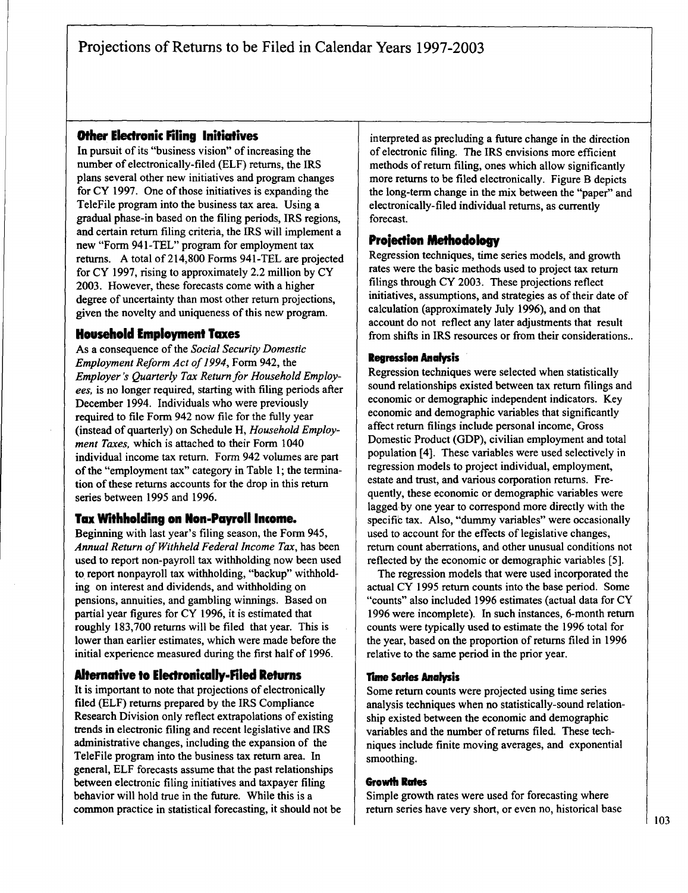# Projections of Returns to be Filed in Calendar Years 1997-2003

### Other Electronic Filing Initiatives

In pursuit of its "business vision" of increasing the number of electronically-filed (ELF) returns, the IRS plans several other new initiatives and program changes for CY 1997. One of those initiatives is expanding the TeleFile program into the business tax area. Using a gradual phase-in based on the filing periods, IRS regions, and certain return filing criteria, the IRS will implement a new "Form 941-TEL" program for employment tax returns. A total of 214,800 Forms 941-TEL are projected for CY 1997, rising to approximately 2.2 million by CY 2003. However, these forecasts come with a higher degree of uncertainty than most other return projections, given the novelty and uniqueness of this new program.

### Household Employment Taxes

As a consequence of the *Social Security Domestic Employment Reform Act of 1994*, Form 942, the *Employer's Quarterly Tax Return for Household Employees,* is no longer required, starting with filing periods after December 1994. Individuals who were previously required to file Form 942 now file for the fully year (instead of quarterly) on Schedule H, *Household Employment Taxes,* which is attached to their Form 1040 individual income tax return. Form 942 volumes are part of the "employment tax" category in Table 1; the termination of these returns accounts for the drop in this return series between 1995 and 1996.

### Tax Withholding on Non-Payroll Income.

Beginning with last year's filing season, the Form 945, *Annual Return of Withheld Federal Income Tax*, has been used to report non-payroll tax withholding now been used to report nonpayroll tax withholding, "backup" withholding on interest and dividends, and withholding on pensions, annuities, and gambling winnings. Based on partial year figures for CY 1996, it is estimated that roughly 183,700 returns will be filed that year. This is lower than earlier estimates, which were made before the initial experience measured during the first half of 1996.

### Alternative to Electronically-Filed Returns

It is important to note that projections of electronically filed (ELF) returns prepared by the IRS Compliance Research Division only reflect extrapolations of existing trends in electronic filing and recent legislative and IRS administrative changes, including the expansion of the TeleFile program into the business tax return area. In general, ELF forecasts assume that the past relationships between electronic filing initiatives and taxpayer filing behavior will hold true in the future. While this is a common practice in statistical forecasting, it should not be interpreted as precluding a future change in the direction of electronic filing. The IRS envisions more efficient methods of return filing, ones which allow significantly more returns to be filed electronically. Figure B depicts the long-term change in the mix between the "paper" and electronically-filed individual returns, as currently forecast.

### Projection Methodology

Regression techniques, time series models, and growth rates were the basic methods used to project tax return filings through CY 2003. These projections reflect initiatives, assumptions, and strategies as of their date of calculation (approximately July 1996), and on that account do not reflect any later adjustments that result from shifts in IRS resources or from their considerations..

#### Regression Analysis

Regression techniques were selected when statistically sound relationships existed between tax return filings and economic or demographic independent indicators. Key economic and demographic variables that significantly affect return filings include personal income, Gross Domestic Product (GDP), civilian employment and total population [4]. These variables were used selectively in regression models to project individual, employment, estate and trust, and various corporation returns. Frequently, these economic or demographic variables were lagged by one year to correspond more directly with the specific tax. Also, "dummy variables" were occasionally used to account for the effects of legislative changes, return count aberrations, and other unusual conditions not reflected by the economic or demographic variables [5].

The regression models that were used incorporated the actual CY 1995 return counts into the base period. Some "counts" also included 1996 estimates (actual data for CY 1996 were incomplete). In such instances, 6-month return counts were typically used to estimate the 1996 total for the year, based on the proportion of returns filed in 1996 relative to the same period in the prior year.

#### Time Series Analysis

Some return counts were projected using time series analysis techniques when no statistically-sound relationship existed between the economic and demographic variables and the number of returns filed. These techniques include finite moving averages, and exponential smoothing.

#### Growth Rates

Simple growth rates were used for forecasting where return series have very short, or even no, historical base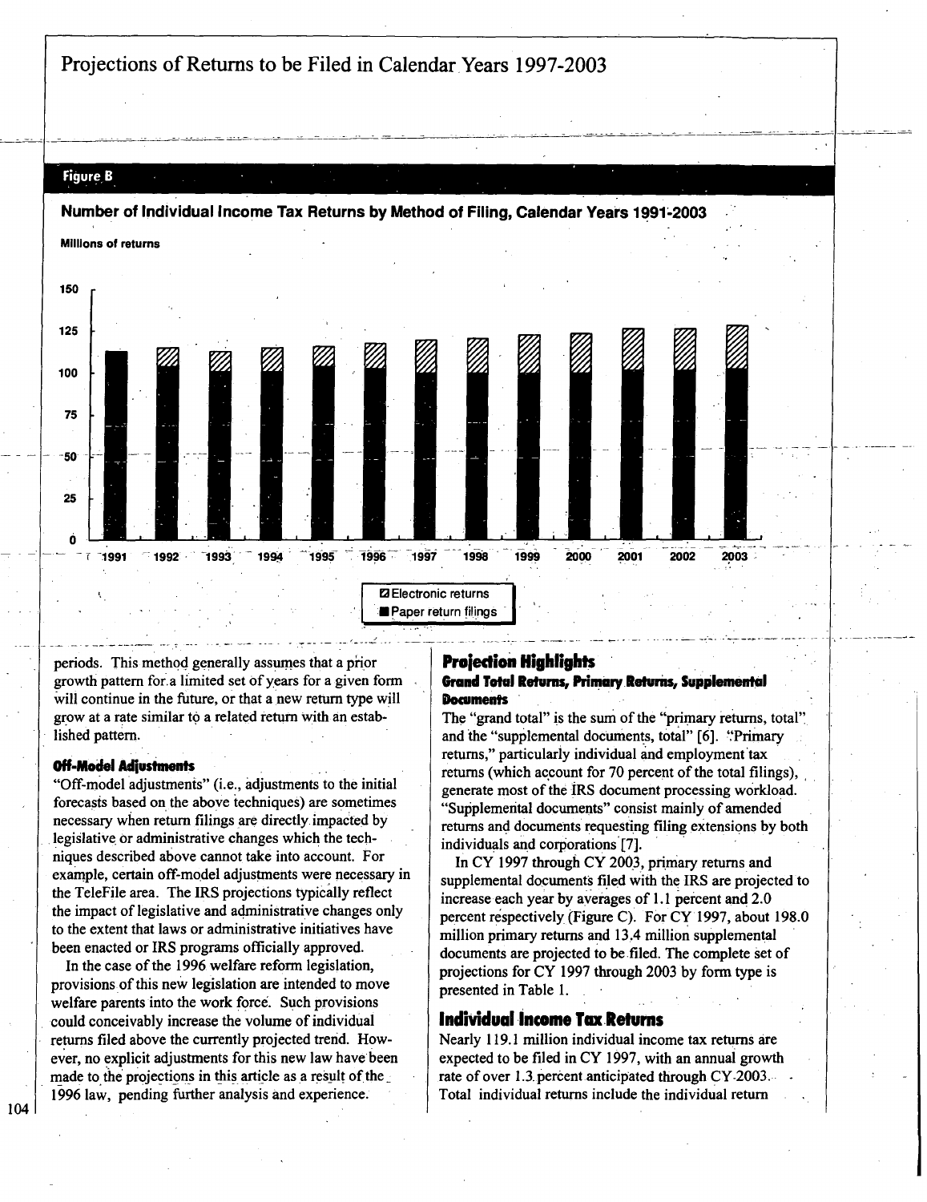# Projections of Returns to be Filed in Calendar Years 1997-2003

**Figure B**

**Number of Individual Income Tax Returns by Method of Filing, Calendar Years 1991-2003**

Millions of returns

Electronic returns
Paper return filings

periods. This method generally assumes that a prior growth pattern for a limited set of years for a given form will continue in the future, or that a new return type will grow at a rate similar to a related return with an established pattern.

### Off-Model Adjustments

"Off-model adjustments" (i.e., adjustments to the initial forecasts based on the above techniques) are sometimes necessary when return filings are directly impacted by legislative or administrative changes which the techniques described above cannot take into account. For example, certain off-model adjustments were necessary in the TeleFile area. The IRS projections typically reflect the impact of legislative and administrative changes only to the extent that laws or administrative initiatives have been enacted or IRS programs officially approved.

In the case of the 1996 welfare reform legislation, provisions of this new legislation are intended to move welfare parents into the work force. Such provisions could conceivably increase the volume of individual returns filed above the currently projected trend. However, no explicit adjustments for this new law have been made to the projections in this article as a result of the 1996 law, pending further analysis and experience.

## Projection Highlights

### Grand Total Returns, Primary Returns, Supplemental Documents

The "grand total" is the sum of the "primary returns, total" and the "supplemental documents, total" [6]. "Primary returns," particularly individual and employment tax returns (which account for 70 percent of the total filings), generate most of the IRS document processing workload. "Supplemental documents" consist mainly of amended returns and documents requesting filing extensions by both individuals and corporations [7].

In CY 1997 through CY 2003, primary returns and supplemental documents filed with the IRS are projected to increase each year by averages of 1.1 percent and 2.0 percent respectively (Figure C). For CY 1997, about 198.0 million primary returns and 13.4 million supplemental documents are projected to be filed. The complete set of projections for CY 1997 through 2003 by form type is presented in Table 1.

## Individual Income Tax Returns

Nearly 119.1 million individual income tax returns are expected to be filed in CY 1997, with an annual growth rate of over 1.3 percent anticipated through CY 2003. Total individual returns include the individual return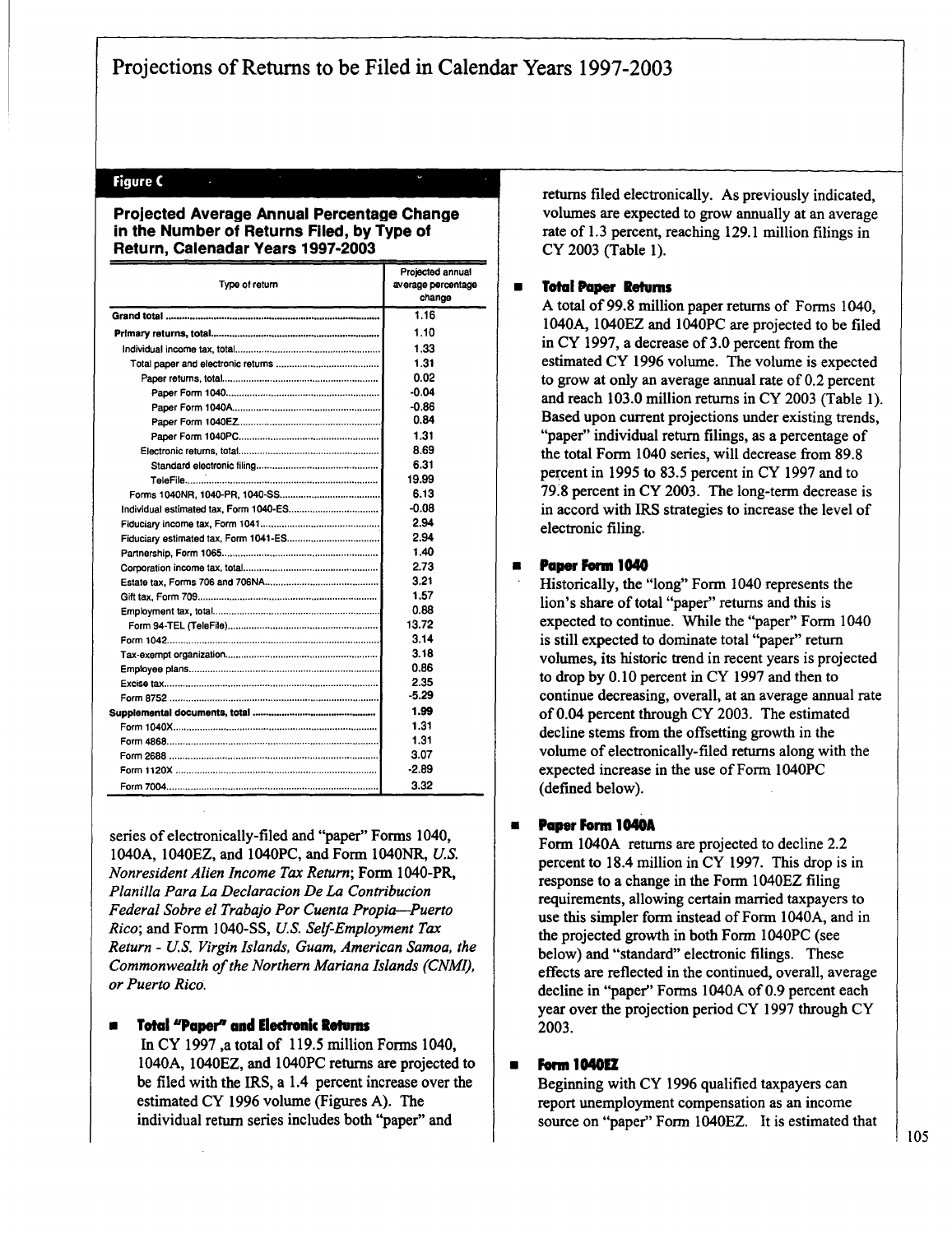# Projections of Returns to be Filed in Calendar Years 1997-2003

**Figure C**

**Projected Average Annual Percentage Change in the Number of Returns Filed, by Type of Return, Calenadar Years 1997-2003**

| Type of return | Projected annual average percentage change |
|---|---|
| **Grand total** | 1.16 |
| **Primary returns, total** | 1.10 |
| Individual income tax, total | 1.33 |
| Total paper and electronic returns | 1.31 |
| Paper returns, total | 0.02 |
| Paper Form 1040 | -0.04 |
| Paper Form 1040A | -0.86 |
| Paper Form 1040EZ | 0.84 |
| Paper Form 1040PC | 1.31 |
| Electronic returns, total | 8.69 |
| Standard electronic filing | 6.31 |
| TeleFile | 19.99 |
| Forms 1040NR, 1040-PR, 1040-SS | 6.13 |
| Individual estimated tax, Form 1040-ES | -0.08 |
| Fiduciary income tax, Form 1041 | 2.94 |
| Fiduciary estimated tax, Form 1041-ES | 2.94 |
| Partnership, Form 1065 | 1.40 |
| Corporation income tax, total | 2.73 |
| Estate tax, Forms 706 and 706NA | 3.21 |
| Gift tax, Form 709 | 1.57 |
| Employment tax, total | 0.88 |
| Form 94-TEL (TeleFile) | 13.72 |
| Form 1042 | 3.14 |
| Tax-exempt organization | 3.18 |
| Employee plans | 0.86 |
| Excise tax | 2.35 |
| Form 8752 | -5.29 |
| **Supplemental documents, total** | 1.99 |
| Form 1040X | 1.31 |
| Form 4868 | 1.31 |
| Form 2688 | 3.07 |
| Form 1120X | -2.89 |
| Form 7004 | 3.32 |

series of electronically-filed and "paper" Forms 1040, 1040A, 1040EZ, and 1040PC, and Form 1040NR, *U.S. Nonresident Alien Income Tax Return*; Form 1040-PR, *Planilla Para La Declaracion De La Contribucion Federal Sobre el Trabajo Por Cuenta Propia—Puerto Rico*; and Form 1040-SS, *U.S. Self-Employment Tax Return - U.S. Virgin Islands, Guam, American Samoa, the Commonwealth of the Northern Mariana Islands (CNMI), or Puerto Rico.*

- **Total "Paper" and Electronic Returns**
  In CY 1997 ,a total of 119.5 million Forms 1040, 1040A, 1040EZ, and 1040PC returns are projected to be filed with the IRS, a 1.4 percent increase over the estimated CY 1996 volume (Figures A). The individual return series includes both "paper" and returns filed electronically. As previously indicated, volumes are expected to grow annually at an average rate of 1.3 percent, reaching 129.1 million filings in CY 2003 (Table 1).

- **Total Paper Returns**
  A total of 99.8 million paper returns of Forms 1040, 1040A, 1040EZ and 1040PC are projected to be filed in CY 1997, a decrease of 3.0 percent from the estimated CY 1996 volume. The volume is expected to grow at only an average annual rate of 0.2 percent and reach 103.0 million returns in CY 2003 (Table 1). Based upon current projections under existing trends, "paper" individual return filings, as a percentage of the total Form 1040 series, will decrease from 89.8 percent in 1995 to 83.5 percent in CY 1997 and to 79.8 percent in CY 2003. The long-term decrease is in accord with IRS strategies to increase the level of electronic filing.

- **Paper Form 1040**
  Historically, the "long" Form 1040 represents the lion's share of total "paper" returns and this is expected to continue. While the "paper" Form 1040 is still expected to dominate total "paper" return volumes, its historic trend in recent years is projected to drop by 0.10 percent in CY 1997 and then to continue decreasing, overall, at an average annual rate of 0.04 percent through CY 2003. The estimated decline stems from the offsetting growth in the volume of electronically-filed returns along with the expected increase in the use of Form 1040PC (defined below).

- **Paper Form 1040A**
  Form 1040A returns are projected to decline 2.2 percent to 18.4 million in CY 1997. This drop is in response to a change in the Form 1040EZ filing requirements, allowing certain married taxpayers to use this simpler form instead of Form 1040A, and in the projected growth in both Form 1040PC (see below) and "standard" electronic filings. These effects are reflected in the continued, overall, average decline in "paper" Forms 1040A of 0.9 percent each year over the projection period CY 1997 through CY 2003.

- **Form 1040EZ**
  Beginning with CY 1996 qualified taxpayers can report unemployment compensation as an income source on "paper" Form 1040EZ. It is estimated that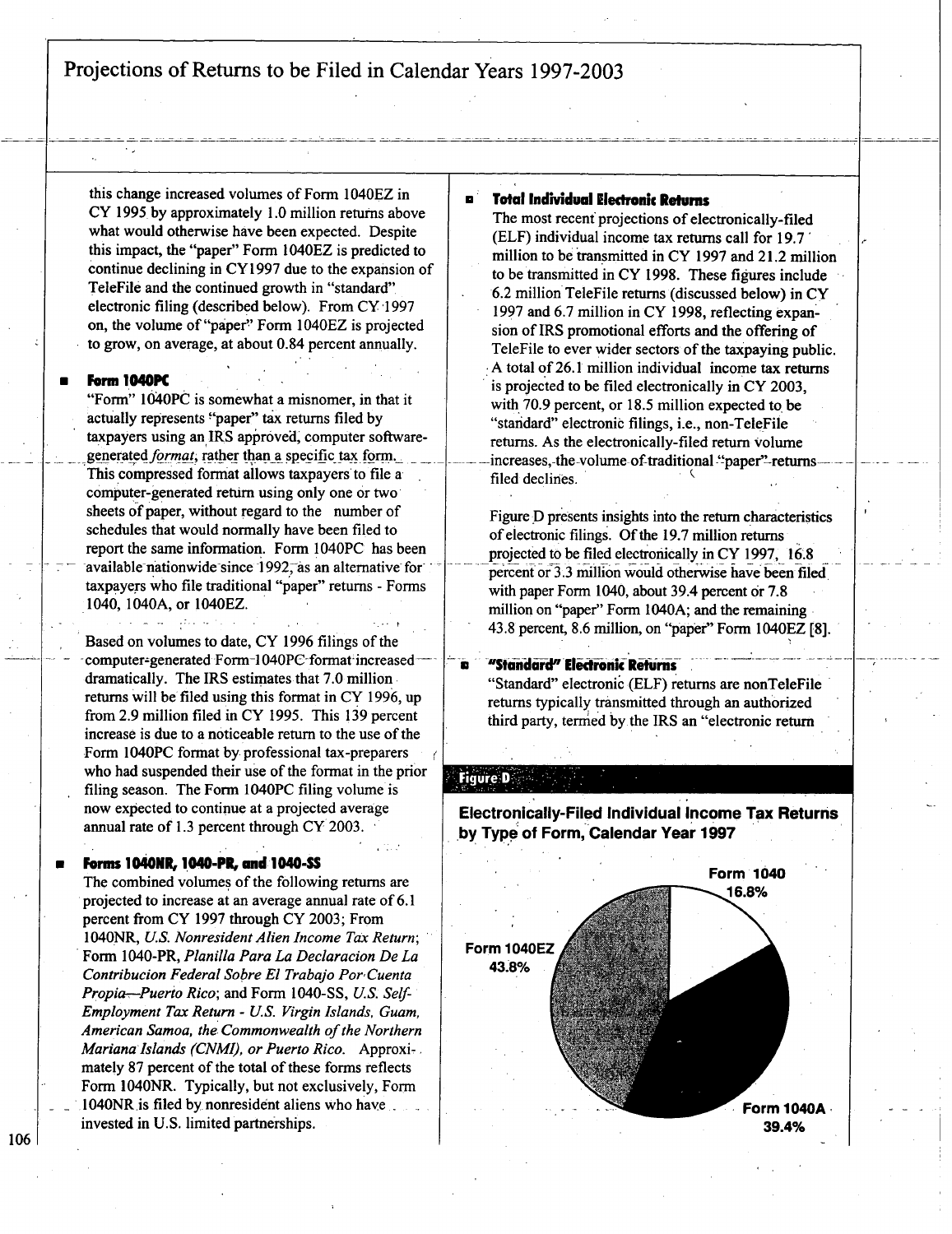this change increased volumes of Form 1040EZ in CY 1995 by approximately 1.0 million returns above what would otherwise have been expected. Despite this impact, the "paper" Form 1040EZ is predicted to continue declining in CY1997 due to the expansion of TeleFile and the continued growth in "standard" electronic filing (described below). From CY 1997 on, the volume of "paper" Form 1040EZ is projected to grow, on average, at about 0.84 percent annually.

- **Form 1040PC**

"Form" 1040PC is somewhat a misnomer, in that it actually represents "paper" tax returns filed by taxpayers using an IRS approved, computer software-generated *format*, rather than a specific tax form. This compressed format allows taxpayers to file a computer-generated return using only one or two sheets of paper, without regard to the number of schedules that would normally have been filed to report the same information. Form 1040PC has been available nationwide since 1992, as an alternative for taxpayers who file traditional "paper" returns - Forms 1040, 1040A, or 1040EZ.

Based on volumes to date, CY 1996 filings of the computer-generated Form 1040PC format increased dramatically. The IRS estimates that 7.0 million returns will be filed using this format in CY 1996, up from 2.9 million filed in CY 1995. This 139 percent increase is due to a noticeable return to the use of the Form 1040PC format by professional tax-preparers who had suspended their use of the format in the prior filing season. The Form 1040PC filing volume is now expected to continue at a projected average annual rate of 1.3 percent through CY 2003.

- **Forms 1040NR, 1040-PR, and 1040-SS**

The combined volumes of the following returns are projected to increase at an average annual rate of 6.1 percent from CY 1997 through CY 2003; From 1040NR, *U.S. Nonresident Alien Income Tax Return*; Form 1040-PR, *Planilla Para La Declaracion De La Contribucion Federal Sobre El Trabajo Por Cuenta Propia—Puerto Rico*; and Form 1040-SS, *U.S. Self-Employment Tax Return - U.S. Virgin Islands, Guam, American Samoa, the Commonwealth of the Northern Mariana Islands (CNMI), or Puerto Rico.* Approximately 87 percent of the total of these forms reflects Form 1040NR. Typically, but not exclusively, Form 1040NR is filed by nonresident aliens who have invested in U.S. limited partnerships.

- **Total Individual Electronic Returns**

The most recent projections of electronically-filed (ELF) individual income tax returns call for 19.7 million to be transmitted in CY 1997 and 21.2 million to be transmitted in CY 1998. These figures include 6.2 million TeleFile returns (discussed below) in CY 1997 and 6.7 million in CY 1998, reflecting expansion of IRS promotional efforts and the offering of TeleFile to ever wider sectors of the taxpaying public. A total of 26.1 million individual income tax returns is projected to be filed electronically in CY 2003, with 70.9 percent, or 18.5 million expected to be "standard" electronic filings, i.e., non-TeleFile returns. As the electronically-filed return volume increases, the volume of traditional "paper" returns filed declines.

Figure D presents insights into the return characteristics of electronic filings. Of the 19.7 million returns projected to be filed electronically in CY 1997, 16.8 percent or 3.3 million would otherwise have been filed with paper Form 1040, about 39.4 percent or 7.8 million on "paper" Form 1040A; and the remaining 43.8 percent, 8.6 million, on "paper" Form 1040EZ [8].

- **"Standard" Electronic Returns**

"Standard" electronic (ELF) returns are nonTeleFile returns typically transmitted through an authorized third party, termed by the IRS an "electronic return

**Figure D**

**Electronically-Filed Individual Income Tax Returns by Type of Form, Calendar Year 1997**

Form 1040 16.8%

Form 1040EZ 43.8%

Form 1040A 39.4%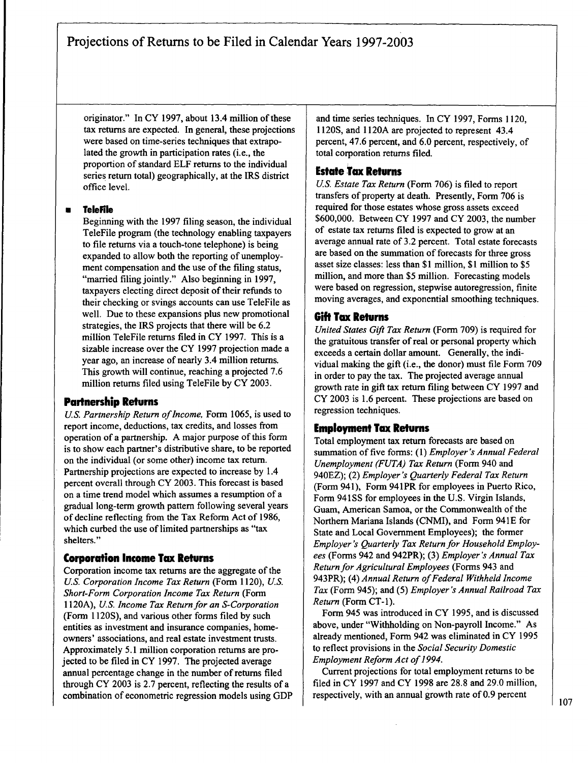originator." In CY 1997, about 13.4 million of these tax returns are expected. In general, these projections were based on time-series techniques that extrapolated the growth in participation rates (i.e., the proportion of standard ELF returns to the individual series return total) geographically, at the IRS district office level.

- **TeleFile**

  Beginning with the 1997 filing season, the individual TeleFile program (the technology enabling taxpayers to file returns via a touch-tone telephone) is being expanded to allow both the reporting of unemployment compensation and the use of the filing status, "married filing jointly." Also beginning in 1997, taxpayers electing direct deposit of their refunds to their checking or svings accounts can use TeleFile as well. Due to these expansions plus new promotional strategies, the IRS projects that there will be 6.2 million TeleFile returns filed in CY 1997. This is a sizable increase over the CY 1997 projection made a year ago, an increase of nearly 3.4 million returns. This growth will continue, reaching a projected 7.6 million returns filed using TeleFile by CY 2003.

## Partnership Returns

*U.S. Partnership Return of Income,* Form 1065, is used to report income, deductions, tax credits, and losses from operation of a partnership. A major purpose of this form is to show each partner's distributive share, to be reported on the individual (or some other) income tax return. Partnership projections are expected to increase by 1.4 percent overall through CY 2003. This forecast is based on a time trend model which assumes a resumption of a gradual long-term growth pattern following several years of decline reflecting from the Tax Reform Act of 1986, which curbed the use of limited partnerships as "tax shelters."

## Corporation Income Tax Returns

Corporation income tax returns are the aggregate of the *U.S. Corporation Income Tax Return* (Form 1120), *U.S. Short-Form Corporation Income Tax Return* (Form 1120A), *U.S. Income Tax Return for an S-Corporation* (Form 1120S), and various other forms filed by such entities as investment and insurance companies, homeowners' associations, and real estate investment trusts. Approximately 5.1 million corporation returns are projected to be filed in CY 1997. The projected average annual percentage change in the number of returns filed through CY 2003 is 2.7 percent, reflecting the results of a combination of econometric regression models using GDP and time series techniques. In CY 1997, Forms 1120, 1120S, and 1120A are projected to represent 43.4 percent, 47.6 percent, and 6.0 percent, respectively, of total corporation returns filed.

## Estate Tax Returns

*U.S. Estate Tax Return* (Form 706) is filed to report transfers of property at death. Presently, Form 706 is required for those estates whose gross assets exceed $600,000. Between CY 1997 and CY 2003, the number of estate tax returns filed is expected to grow at an average annual rate of 3.2 percent. Total estate forecasts are based on the summation of forecasts for three gross asset size classes: less than $1 million, $1 million to $5 million, and more than $5 million. Forecasting models were based on regression, stepwise autoregression, finite moving averages, and exponential smoothing techniques.

## Gift Tax Returns

*United States Gift Tax Return* (Form 709) is required for the gratuitous transfer of real or personal property which exceeds a certain dollar amount. Generally, the individual making the gift (i.e., the donor) must file Form 709 in order to pay the tax. The projected average annual growth rate in gift tax return filing between CY 1997 and CY 2003 is 1.6 percent. These projections are based on regression techniques.

## Employment Tax Returns

Total employment tax return forecasts are based on summation of five forms: (1) *Employer's Annual Federal Unemployment (FUTA) Tax Return* (Form 940 and 940EZ); (2) *Employer's Quarterly Federal Tax Return* (Form 941), Form 941PR for employees in Puerto Rico, Form 941SS for employees in the U.S. Virgin Islands, Guam, American Samoa, or the Commonwealth of the Northern Mariana Islands (CNMI), and Form 941E for State and Local Government Employees); the former *Employer's Quarterly Tax Return for Household Employees* (Forms 942 and 942PR); (3) *Employer's Annual Tax Return for Agricultural Employees* (Forms 943 and 943PR); (4) *Annual Return of Federal Withheld Income Tax* (Form 945); and (5) *Employer's Annual Railroad Tax Return* (Form CT-1).

Form 945 was introduced in CY 1995, and is discussed above, under "Withholding on Non-payroll Income." As already mentioned, Form 942 was eliminated in CY 1995 to reflect provisions in the *Social Security Domestic Employment Reform Act of 1994.*

Current projections for total employment returns to be filed in CY 1997 and CY 1998 are 28.8 and 29.0 million, respectively, with an annual growth rate of 0.9 percent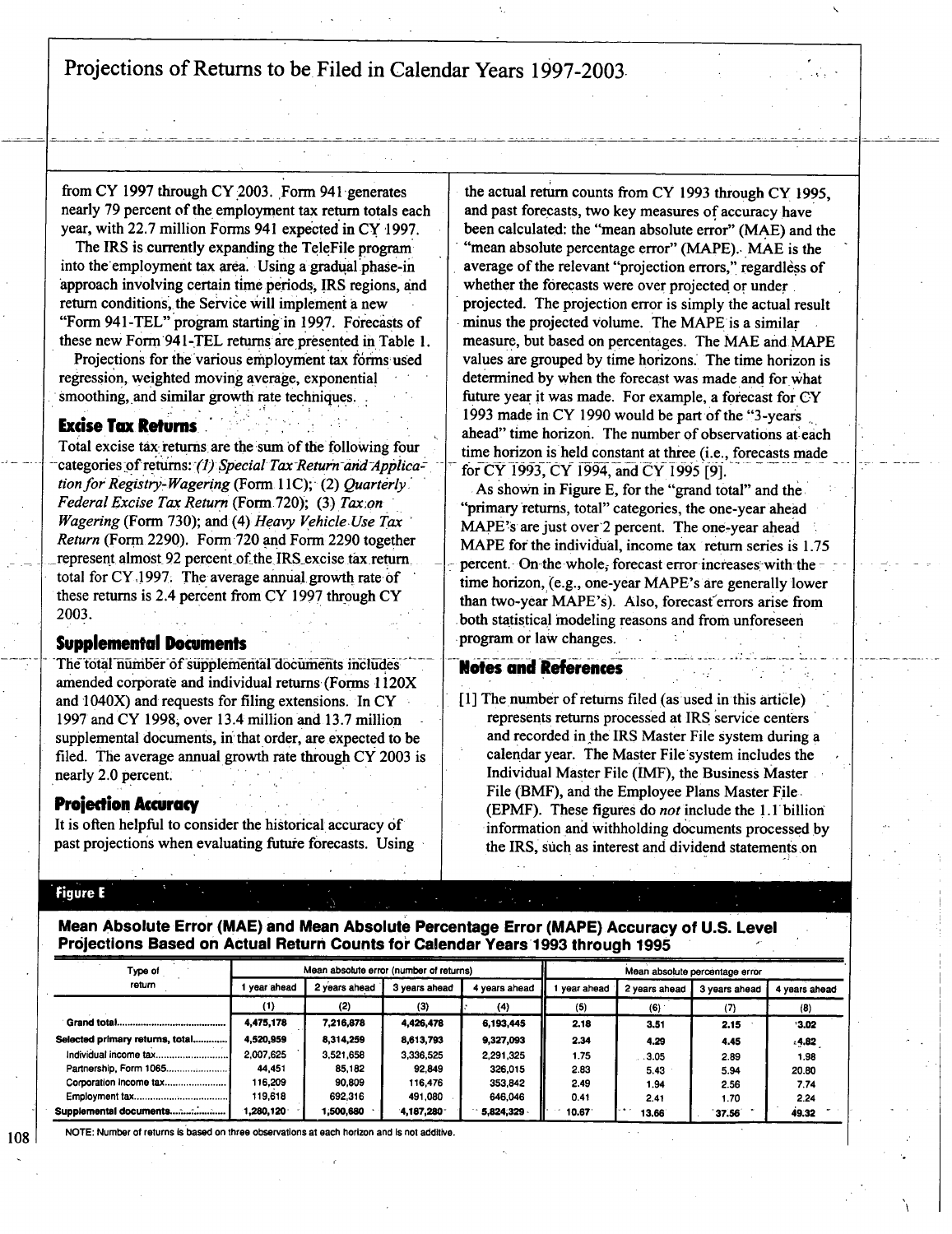from CY 1997 through CY 2003. Form 941 generates nearly 79 percent of the employment tax return totals each year, with 22.7 million Forms 941 expected in CY 1997.

The IRS is currently expanding the TeleFile program into the employment tax area. Using a gradual phase-in approach involving certain time periods, IRS regions, and return conditions, the Service will implement a new "Form 941-TEL" program starting in 1997. Forecasts of these new Form 941-TEL returns are presented in Table 1.

Projections for the various employment tax forms used regression, weighted moving average, exponential smoothing, and similar growth rate techniques.

### Excise Tax Returns

Total excise tax returns are the sum of the following four categories of returns: *(1) Special Tax Return and Application for Registry-Wagering* (Form 11C); (2) *Quarterly Federal Excise Tax Return* (Form 720); (3) *Tax on Wagering* (Form 730); and (4) *Heavy Vehicle Use Tax Return* (Form 2290). Form 720 and Form 2290 together represent almost 92 percent of the IRS excise tax return total for CY 1997. The average annual growth rate of these returns is 2.4 percent from CY 1997 through CY 2003.

### Supplemental Documents

The total number of supplemental documents includes amended corporate and individual returns (Forms 1120X and 1040X) and requests for filing extensions. In CY 1997 and CY 1998, over 13.4 million and 13.7 million supplemental documents, in that order, are expected to be filed. The average annual growth rate through CY 2003 is nearly 2.0 percent.

### Projection Accuracy

It is often helpful to consider the historical accuracy of past projections when evaluating future forecasts. Using the actual return counts from CY 1993 through CY 1995, and past forecasts, two key measures of accuracy have been calculated: the "mean absolute error" (MAE) and the "mean absolute percentage error" (MAPE). MAE is the average of the relevant "projection errors," regardless of whether the forecasts were over projected or under projected. The projection error is simply the actual result minus the projected volume. The MAPE is a similar measure, but based on percentages. The MAE and MAPE values are grouped by time horizons. The time horizon is determined by when the forecast was made and for what future year it was made. For example, a forecast for CY 1993 made in CY 1990 would be part of the "3-years ahead" time horizon. The number of observations at each time horizon is held constant at three (i.e., forecasts made for CY 1993, CY 1994, and CY 1995 [9].

As shown in Figure E, for the "grand total" and the "primary returns, total" categories, the one-year ahead MAPE's are just over 2 percent. The one-year ahead MAPE for the individual, income tax return series is 1.75 percent. On the whole, forecast error increases with the time horizon, (e.g., one-year MAPE's are generally lower than two-year MAPE's). Also, forecast errors arise from both statistical modeling reasons and from unforeseen program or law changes.

### Notes and References

[1] The number of returns filed (as used in this article) represents returns processed at IRS service centers and recorded in the IRS Master File system during a calendar year. The Master File system includes the Individual Master File (IMF), the Business Master File (BMF), and the Employee Plans Master File (EPMF). These figures do *not* include the 1.1 billion information and withholding documents processed by the IRS, such as interest and dividend statements on

**Figure E**

**Mean Absolute Error (MAE) and Mean Absolute Percentage Error (MAPE) Accuracy of U.S. Level Projections Based on Actual Return Counts for Calendar Years 1993 through 1995**

| Type of return | Mean absolute error (number of returns) | | | | Mean absolute percentage error | | | |
|---|---|---|---|---|---|---|---|---|
| | 1 year ahead | 2 years ahead | 3 years ahead | 4 years ahead | 1 year ahead | 2 years ahead | 3 years ahead | 4 years ahead |
| | (1) | (2) | (3) | (4) | (5) | (6) | (7) | (8) |
| **Grand total** | **4,475,178** | **7,216,878** | **4,426,478** | **6,193,445** | **2.18** | **3.51** | **2.15** | **3.02** |
| **Selected primary returns, total** | **4,520,959** | **8,314,259** | **8,613,793** | **9,327,093** | **2.34** | **4.29** | **4.45** | **4.82** |
| Individual income tax | 2,007,625 | 3,521,658 | 3,336,525 | 2,291,325 | 1.75 | 3.05 | 2.89 | 1.98 |
| Partnership, Form 1065 | 44,451 | 85,182 | 92,849 | 326,015 | 2.83 | 5.43 | 5.94 | 20.80 |
| Corporation income tax | 116,209 | 90,809 | 116,476 | 353,842 | 2.49 | 1.94 | 2.56 | 7.74 |
| Employment tax | 119,618 | 692,316 | 491,080 | 646,046 | 0.41 | 2.41 | 1.70 | 2.24 |
| **Supplemental documents** | **1,280,120** | **1,500,680** | **4,187,280** | **5,824,329** | **10.67** | **13.66** | **37.56** | **49.32** |

NOTE: Number of returns is based on three observations at each horizon and is not additive.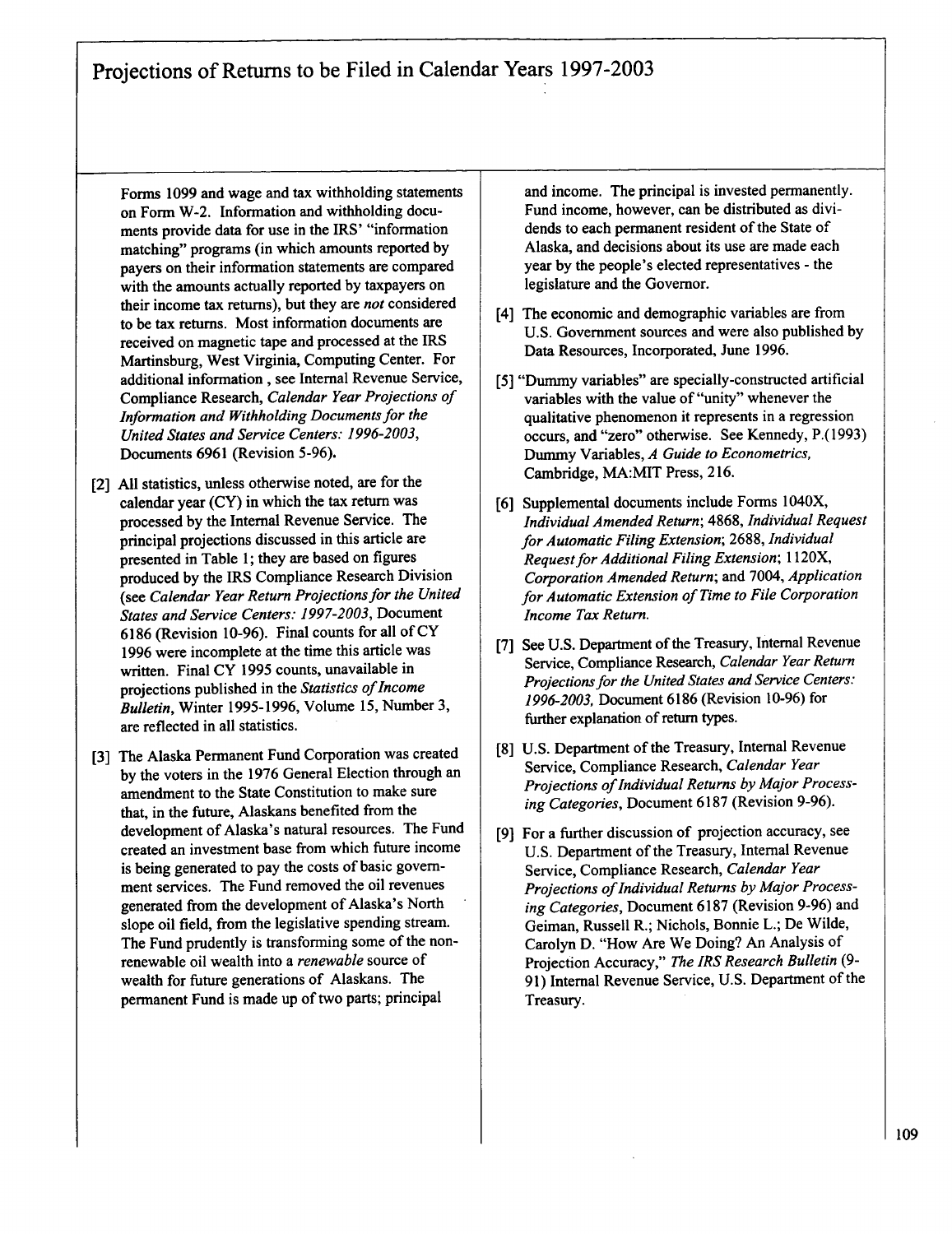Forms 1099 and wage and tax withholding statements on Form W-2. Information and withholding documents provide data for use in the IRS' "information matching" programs (in which amounts reported by payers on their information statements are compared with the amounts actually reported by taxpayers on their income tax returns), but they are *not* considered to be tax returns. Most information documents are received on magnetic tape and processed at the IRS Martinsburg, West Virginia, Computing Center. For additional information , see Internal Revenue Service, Compliance Research, *Calendar Year Projections of Information and Withholding Documents for the United States and Service Centers: 1996-2003*, Documents 6961 (Revision 5-96).

[2] All statistics, unless otherwise noted, are for the calendar year (CY) in which the tax return was processed by the Internal Revenue Service. The principal projections discussed in this article are presented in Table 1; they are based on figures produced by the IRS Compliance Research Division (see *Calendar Year Return Projections for the United States and Service Centers: 1997-2003*, Document 6186 (Revision 10-96). Final counts for all of CY 1996 were incomplete at the time this article was written. Final CY 1995 counts, unavailable in projections published in the *Statistics of Income Bulletin*, Winter 1995-1996, Volume 15, Number 3, are reflected in all statistics.

[3] The Alaska Permanent Fund Corporation was created by the voters in the 1976 General Election through an amendment to the State Constitution to make sure that, in the future, Alaskans benefited from the development of Alaska's natural resources. The Fund created an investment base from which future income is being generated to pay the costs of basic government services. The Fund removed the oil revenues generated from the development of Alaska's North slope oil field, from the legislative spending stream. The Fund prudently is transforming some of the nonrenewable oil wealth into a *renewable* source of wealth for future generations of Alaskans. The permanent Fund is made up of two parts; principal and income. The principal is invested permanently. Fund income, however, can be distributed as dividends to each permanent resident of the State of Alaska, and decisions about its use are made each year by the people's elected representatives - the legislature and the Governor.

[4] The economic and demographic variables are from U.S. Government sources and were also published by Data Resources, Incorporated, June 1996.

[5] "Dummy variables" are specially-constructed artificial variables with the value of "unity" whenever the qualitative phenomenon it represents in a regression occurs, and "zero" otherwise. See Kennedy, P.(1993) Dummy Variables, *A Guide to Econometrics*, Cambridge, MA:MIT Press, 216.

[6] Supplemental documents include Forms 1040X, *Individual Amended Return*; 4868, *Individual Request for Automatic Filing Extension*; 2688, *Individual Request for Additional Filing Extension*; 1120X, *Corporation Amended Return*; and 7004, *Application for Automatic Extension of Time to File Corporation Income Tax Return.*

[7] See U.S. Department of the Treasury, Internal Revenue Service, Compliance Research, *Calendar Year Return Projections for the United States and Service Centers: 1996-2003*, Document 6186 (Revision 10-96) for further explanation of return types.

[8] U.S. Department of the Treasury, Internal Revenue Service, Compliance Research, *Calendar Year Projections of Individual Returns by Major Processing Categories*, Document 6187 (Revision 9-96).

[9] For a further discussion of projection accuracy, see U.S. Department of the Treasury, Internal Revenue Service, Compliance Research, *Calendar Year Projections of Individual Returns by Major Processing Categories*, Document 6187 (Revision 9-96) and Geiman, Russell R.; Nichols, Bonnie L.; De Wilde, Carolyn D. "How Are We Doing? An Analysis of Projection Accuracy," *The IRS Research Bulletin* (9-91) Internal Revenue Service, U.S. Department of the Treasury.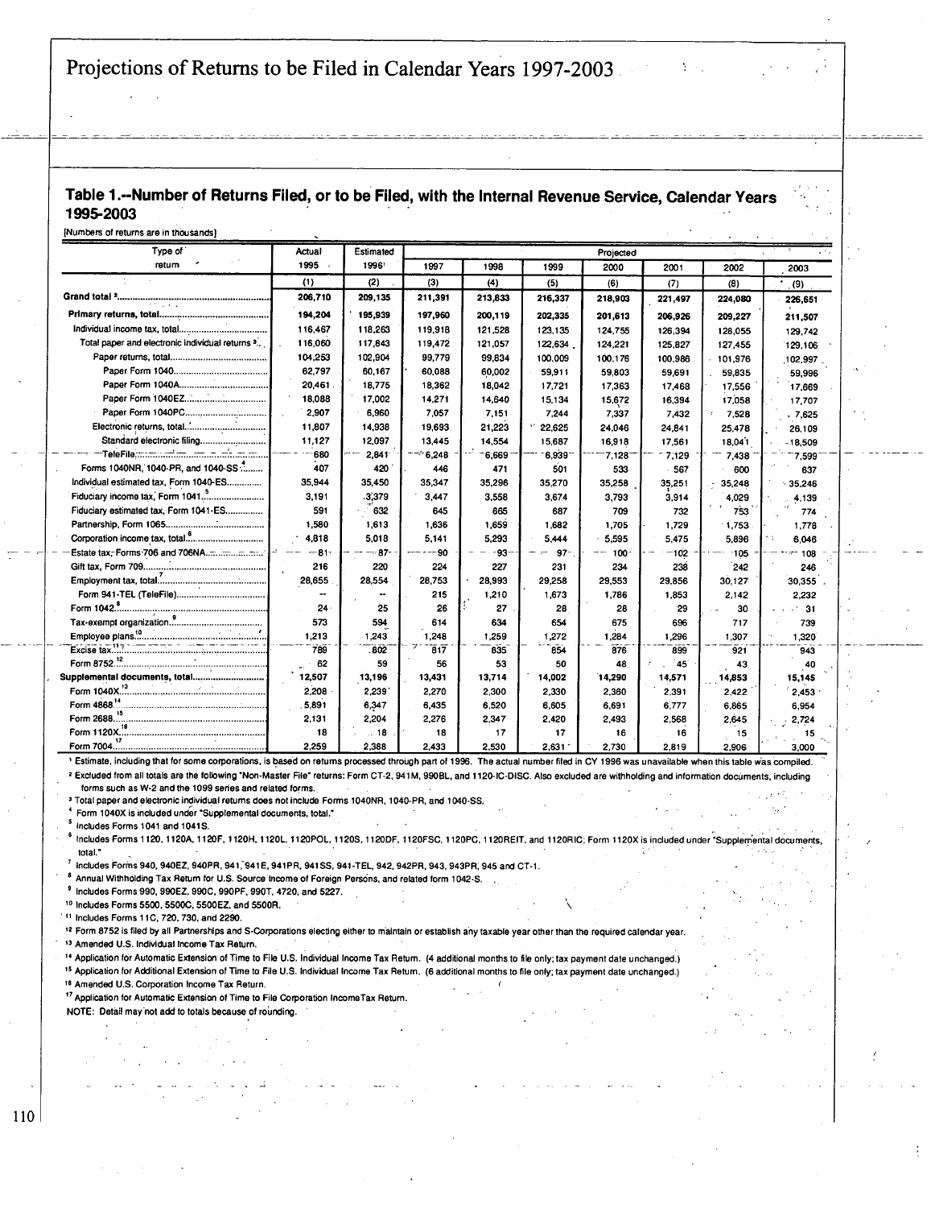# Projections of Returns to be Filed in Calendar Years 1997-2003

## Table 1.--Number of Returns Filed, or to be Filed, with the Internal Revenue Service, Calendar Years 1995-2003

[Numbers of returns are in thousands]

| Type of return | Actual 1995 | Estimated 1996[1] | Projected 1997 | 1998 | 1999 | 2000 | 2001 | 2002 | 2003 |
|---|---|---|---|---|---|---|---|---|---|
| | (1) | (2) | (3) | (4) | (5) | (6) | (7) | (8) | (9) |
| **Grand total [2]** | **206,710** | **209,135** | **211,391** | **213,833** | **216,337** | **218,903** | **221,497** | **224,080** | **226,651** |
| **Primary returns, total** | **194,204** | **195,939** | **197,960** | **200,119** | **202,335** | **201,613** | **206,926** | **209,227** | **211,507** |
| Individual income tax, total | 116,467 | 118,263 | 119,918 | 121,528 | 123,135 | 124,755 | 126,394 | 128,055 | 129,742 |
| Total paper and electronic individual returns [3] | 116,060 | 117,843 | 119,472 | 121,057 | 122,634 | 124,221 | 125,827 | 127,455 | 129,106 |
| Paper returns, total | 104,253 | 102,904 | 99,779 | 99,834 | 100,009 | 100,176 | 100,986 | 101,976 | 102,997 |
| Paper Form 1040 | 62,797 | 60,167 | 60,088 | 60,002 | 59,911 | 59,803 | 59,691 | 59,835 | 59,996 |
| Paper Form 1040A | 20,461 | 18,775 | 18,362 | 18,042 | 17,721 | 17,363 | 17,468 | 17,556 | 17,669 |
| Paper Form 1040EZ | 18,088 | 17,002 | 14,271 | 14,640 | 15,134 | 15,672 | 16,394 | 17,058 | 17,707 |
| Paper Form 1040PC | 2,907 | 6,960 | 7,057 | 7,151 | 7,244 | 7,337 | 7,432 | 7,528 | 7,625 |
| Electronic returns, total | 11,807 | 14,938 | 19,693 | 21,223 | 22,625 | 24,046 | 24,841 | 25,478 | 26,109 |
| Standard electronic filing | 11,127 | 12,097 | 13,445 | 14,554 | 15,687 | 16,918 | 17,561 | 18,041 | 18,509 |
| TeleFile | 680 | 2,841 | 6,248 | 6,669 | 6,939 | 7,128 | 7,129 | 7,438 | 7,599 |
| Forms 1040NR, 1040-PR, and 1040-SS [4] | 407 | 420 | 446 | 471 | 501 | 533 | 567 | 600 | 637 |
| Individual estimated tax, Form 1040-ES | 35,944 | 35,450 | 35,347 | 35,296 | 35,270 | 35,258 | 35,251 | 35,248 | 35,246 |
| Fiduciary income tax, Form 1041 [5] | 3,191 | 3,379 | 3,447 | 3,558 | 3,674 | 3,793 | 3,914 | 4,029 | 4,139 |
| Fiduciary estimated tax, Form 1041-ES | 591 | 632 | 645 | 665 | 687 | 709 | 732 | 753 | 774 |
| Partnership, Form 1065 | 1,580 | 1,613 | 1,636 | 1,659 | 1,682 | 1,705 | 1,729 | 1,753 | 1,778 |
| Corporation income tax, total [6] | 4,818 | 5,018 | 5,141 | 5,293 | 5,444 | 5,595 | 5,475 | 5,896 | 6,046 |
| Estate tax, Forms 706 and 706NA | 81 | 87 | 90 | 93 | 97 | 100 | 102 | 105 | 108 |
| Gift tax, Form 709 | 216 | 220 | 224 | 227 | 231 | 234 | 238 | 242 | 246 |
| Employment tax, total [7] | 28,655 | 28,554 | 28,753 | 28,993 | 29,258 | 29,553 | 29,856 | 30,127 | 30,355 |
| Form 941-TEL (TeleFile) | -- | -- | 215 | 1,210 | 1,673 | 1,786 | 1,853 | 2,142 | 2,232 |
| Form 1042 [8] | 24 | 25 | 26 | 27 | 28 | 28 | 29 | 30 | 31 |
| Tax-exempt organization [9] | 573 | 594 | 614 | 634 | 654 | 675 | 696 | 717 | 739 |
| Employee plans [10] | 1,213 | 1,243 | 1,248 | 1,259 | 1,272 | 1,284 | 1,296 | 1,307 | 1,320 |
| Excise tax [11] | 789 | 802 | 817 | 835 | 854 | 876 | 899 | 921 | 943 |
| Form 8752 [12] | 62 | 59 | 56 | 53 | 50 | 48 | 45 | 43 | 40 |
| **Supplemental documents, total** | **12,507** | **13,196** | **13,431** | **13,714** | **14,002** | **14,290** | **14,571** | **14,853** | **15,145** |
| Form 1040X [13] | 2,208 | 2,239 | 2,270 | 2,300 | 2,330 | 2,360 | 2,391 | 2,422 | 2,453 |
| Form 4868 [14] | 5,891 | 6,347 | 6,435 | 6,520 | 6,605 | 6,691 | 6,777 | 6,865 | 6,954 |
| Form 2688 [15] | 2,131 | 2,204 | 2,276 | 2,347 | 2,420 | 2,493 | 2,568 | 2,645 | 2,724 |
| Form 1120X [16] | 18 | 18 | 18 | 17 | 17 | 16 | 16 | 15 | 15 |
| Form 7004 [17] | 2,259 | 2,388 | 2,433 | 2,530 | 2,631 | 2,730 | 2,819 | 2,906 | 3,000 |

[1] Estimate, including that for some corporations, is based on returns processed through part of 1996. The actual number filed in CY 1996 was unavailable when this table was compiled.

[2] Excluded from all totals are the following "Non-Master File" returns: Form CT-2, 941M, 990BL, and 1120-IC-DISC. Also excluded are withholding and information documents, including forms such as W-2 and the 1099 series and related forms.

[3] Total paper and electronic individual returns does not include Forms 1040NR, 1040-PR, and 1040-SS.

[4] Form 1040X is included under "Supplemental documents, total."

[5] Includes Forms 1041 and 1041S.

[6] Includes Forms 1120, 1120A, 1120F, 1120H, 1120L, 1120POL, 1120S, 1120DF, 1120FSC, 1120PC, 1120REIT, and 1120RIC; Form 1120X is included under "Supplemental documents, total."

[7] Includes Forms 940, 940EZ, 940PR, 941, 941E, 941PR, 941SS, 941-TEL, 942, 942PR, 943, 943PR, 945 and CT-1.

[8] Annual Withholding Tax Return for U.S. Source Income of Foreign Persons, and related form 1042-S.

[9] Includes Forms 990, 990EZ, 990C, 990PF, 990T, 4720, and 5227.

[10] Includes Forms 5500, 5500C, 5500EZ, and 5500R.

[11] Includes Forms 11C, 720, 730, and 2290.

[12] Form 8752 is filed by all Partnerships and S-Corporations electing either to maintain or establish any taxable year other than the required calendar year.

[13] Amended U.S. Individual Income Tax Return.

[14] Application for Automatic Extension of Time to File U.S. Individual Income Tax Return. (4 additional months to file only; tax payment date unchanged.)

[15] Application for Additional Extension of Time to File U.S. Individual Income Tax Return. (6 additional months to file only; tax payment date unchanged.)

[16] Amended U.S. Corporation Income Tax Return.

[17] Application for Automatic Extension of Time to File Corporation Income Tax Return.

NOTE: Detail may not add to totals because of rounding.